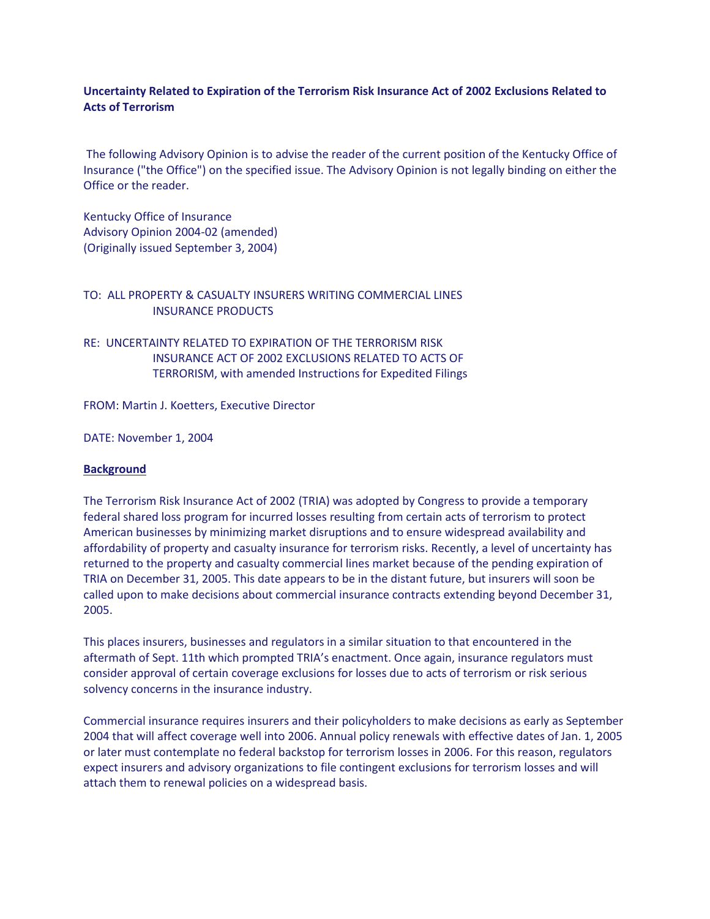**Uncertainty Related to Expiration of the Terrorism Risk Insurance Act of 2002 Exclusions Related to Acts of Terrorism**

The following Advisory Opinion is to advise the reader of the current position of the Kentucky Office of Insurance ("the Office") on the specified issue. The Advisory Opinion is not legally binding on either the Office or the reader.

Kentucky Office of Insurance
Advisory Opinion 2004-02 (amended)
(Originally issued September 3, 2004)

TO: ALL PROPERTY & CASUALTY INSURERS WRITING COMMERCIAL LINES INSURANCE PRODUCTS

RE: UNCERTAINTY RELATED TO EXPIRATION OF THE TERRORISM RISK INSURANCE ACT OF 2002 EXCLUSIONS RELATED TO ACTS OF TERRORISM, with amended Instructions for Expedited Filings

FROM: Martin J. Koetters, Executive Director

DATE: November 1, 2004

**Background**

The Terrorism Risk Insurance Act of 2002 (TRIA) was adopted by Congress to provide a temporary federal shared loss program for incurred losses resulting from certain acts of terrorism to protect American businesses by minimizing market disruptions and to ensure widespread availability and affordability of property and casualty insurance for terrorism risks. Recently, a level of uncertainty has returned to the property and casualty commercial lines market because of the pending expiration of TRIA on December 31, 2005. This date appears to be in the distant future, but insurers will soon be called upon to make decisions about commercial insurance contracts extending beyond December 31, 2005.

This places insurers, businesses and regulators in a similar situation to that encountered in the aftermath of Sept. 11th which prompted TRIA's enactment. Once again, insurance regulators must consider approval of certain coverage exclusions for losses due to acts of terrorism or risk serious solvency concerns in the insurance industry.

Commercial insurance requires insurers and their policyholders to make decisions as early as September 2004 that will affect coverage well into 2006. Annual policy renewals with effective dates of Jan. 1, 2005 or later must contemplate no federal backstop for terrorism losses in 2006. For this reason, regulators expect insurers and advisory organizations to file contingent exclusions for terrorism losses and will attach them to renewal policies on a widespread basis.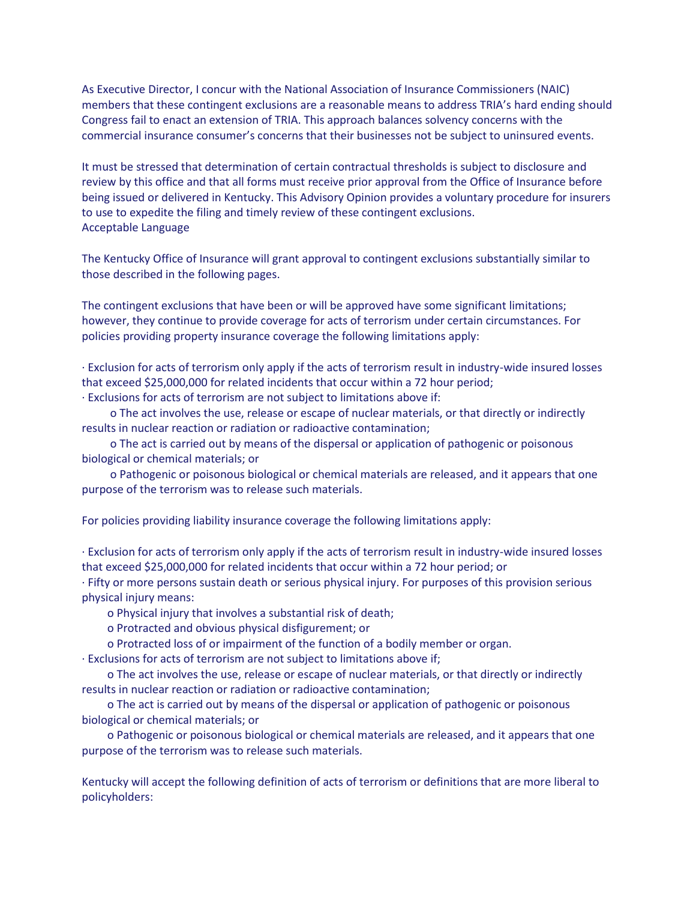As Executive Director, I concur with the National Association of Insurance Commissioners (NAIC) members that these contingent exclusions are a reasonable means to address TRIA's hard ending should Congress fail to enact an extension of TRIA. This approach balances solvency concerns with the commercial insurance consumer's concerns that their businesses not be subject to uninsured events.

It must be stressed that determination of certain contractual thresholds is subject to disclosure and review by this office and that all forms must receive prior approval from the Office of Insurance before being issued or delivered in Kentucky. This Advisory Opinion provides a voluntary procedure for insurers to use to expedite the filing and timely review of these contingent exclusions.

## Acceptable Language

The Kentucky Office of Insurance will grant approval to contingent exclusions substantially similar to those described in the following pages.

The contingent exclusions that have been or will be approved have some significant limitations; however, they continue to provide coverage for acts of terrorism under certain circumstances. For policies providing property insurance coverage the following limitations apply:

- Exclusion for acts of terrorism only apply if the acts of terrorism result in industry-wide insured losses that exceed $25,000,000 for related incidents that occur within a 72 hour period;
- Exclusions for acts of terrorism are not subject to limitations above if:
  - The act involves the use, release or escape of nuclear materials, or that directly or indirectly results in nuclear reaction or radiation or radioactive contamination;
  - The act is carried out by means of the dispersal or application of pathogenic or poisonous biological or chemical materials; or
  - Pathogenic or poisonous biological or chemical materials are released, and it appears that one purpose of the terrorism was to release such materials.

For policies providing liability insurance coverage the following limitations apply:

- Exclusion for acts of terrorism only apply if the acts of terrorism result in industry-wide insured losses that exceed $25,000,000 for related incidents that occur within a 72 hour period; or
- Fifty or more persons sustain death or serious physical injury. For purposes of this provision serious physical injury means:
  - Physical injury that involves a substantial risk of death;
  - Protracted and obvious physical disfigurement; or
  - Protracted loss of or impairment of the function of a bodily member or organ.
- Exclusions for acts of terrorism are not subject to limitations above if;
  - The act involves the use, release or escape of nuclear materials, or that directly or indirectly results in nuclear reaction or radiation or radioactive contamination;
  - The act is carried out by means of the dispersal or application of pathogenic or poisonous biological or chemical materials; or
  - Pathogenic or poisonous biological or chemical materials are released, and it appears that one purpose of the terrorism was to release such materials.

Kentucky will accept the following definition of acts of terrorism or definitions that are more liberal to policyholders: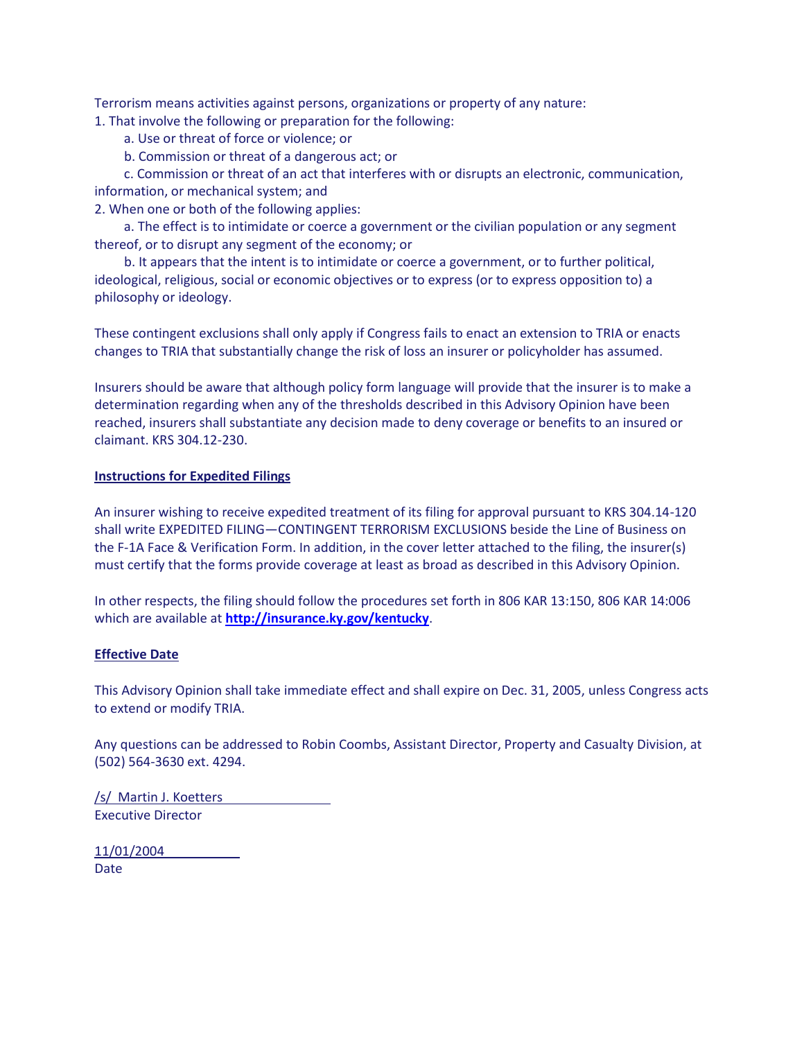Terrorism means activities against persons, organizations or property of any nature:

1. That involve the following or preparation for the following:
   - a. Use or threat of force or violence; or
   - b. Commission or threat of a dangerous act; or
   - c. Commission or threat of an act that interferes with or disrupts an electronic, communication, information, or mechanical system; and
2. When one or both of the following applies:
   - a. The effect is to intimidate or coerce a government or the civilian population or any segment thereof, or to disrupt any segment of the economy; or
   - b. It appears that the intent is to intimidate or coerce a government, or to further political, ideological, religious, social or economic objectives or to express (or to express opposition to) a philosophy or ideology.

These contingent exclusions shall only apply if Congress fails to enact an extension to TRIA or enacts changes to TRIA that substantially change the risk of loss an insurer or policyholder has assumed.

Insurers should be aware that although policy form language will provide that the insurer is to make a determination regarding when any of the thresholds described in this Advisory Opinion have been reached, insurers shall substantiate any decision made to deny coverage or benefits to an insured or claimant. KRS 304.12-230.

## Instructions for Expedited Filings

An insurer wishing to receive expedited treatment of its filing for approval pursuant to KRS 304.14-120 shall write EXPEDITED FILING—CONTINGENT TERRORISM EXCLUSIONS beside the Line of Business on the F-1A Face & Verification Form. In addition, in the cover letter attached to the filing, the insurer(s) must certify that the forms provide coverage at least as broad as described in this Advisory Opinion.

In other respects, the filing should follow the procedures set forth in 806 KAR 13:150, 806 KAR 14:006 which are available at **http://insurance.ky.gov/kentucky**.

## Effective Date

This Advisory Opinion shall take immediate effect and shall expire on Dec. 31, 2005, unless Congress acts to extend or modify TRIA.

Any questions can be addressed to Robin Coombs, Assistant Director, Property and Casualty Division, at (502) 564-3630 ext. 4294.

/s/ Martin J. Koetters
Executive Director

11/01/2004
Date